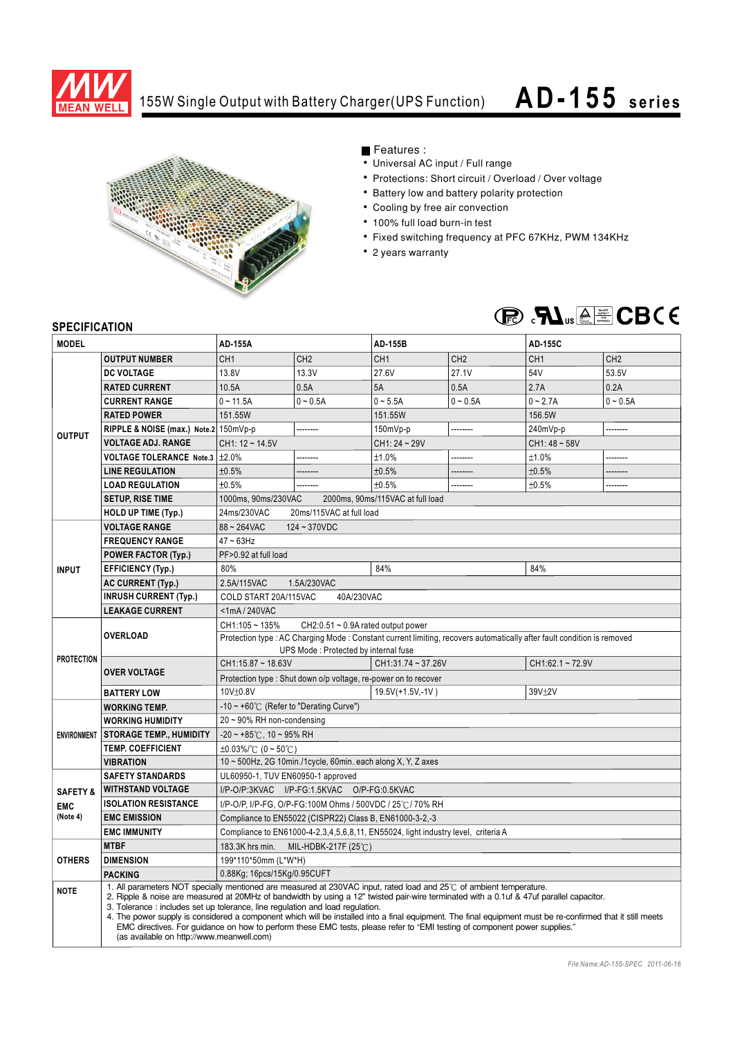# 155W Single Output with Battery Charger(UPS Function) AD-155 series

■ Features :

- Universal AC input / Full range
- Protections: Short circuit / Overload / Over voltage
- Battery low and battery polarity protection
- Cooling by free air convection
- 100% full load burn-in test
- Fixed switching frequency at PFC 67KHz, PWM 134KHz
- 2 years warranty

## SPECIFICATION

| MODEL | | AD-155A | | AD-155B | | AD-155C | |
|---|---|---|---|---|---|---|---|
| OUTPUT | OUTPUT NUMBER | CH1 | CH2 | CH1 | CH2 | CH1 | CH2 |
| | DC VOLTAGE | 13.8V | 13.3V | 27.6V | 27.1V | 54V | 53.5V |
| | RATED CURRENT | 10.5A | 0.5A | 5A | 0.5A | 2.7A | 0.2A |
| | CURRENT RANGE | 0 ~ 11.5A | 0 ~ 0.5A | 0 ~ 5.5A | 0 ~ 0.5A | 0 ~ 2.7A | 0 ~ 0.5A |
| | RATED POWER | 151.55W | | 151.55W | | 156.5W | |
| | RIPPLE & NOISE (max.) Note.2 | 150mVp-p | -------- | 150mVp-p | -------- | 240mVp-p | -------- |
| | VOLTAGE ADJ. RANGE | CH1: 12 ~ 14.5V | | CH1: 24 ~ 29V | | CH1: 48 ~ 58V | |
| | VOLTAGE TOLERANCE Note.3 | ±2.0% | -------- | ±1.0% | -------- | ±1.0% | -------- |
| | LINE REGULATION | ±0.5% | -------- | ±0.5% | -------- | ±0.5% | -------- |
| | LOAD REGULATION | ±0.5% | -------- | ±0.5% | -------- | ±0.5% | -------- |
| | SETUP, RISE TIME | 1000ms, 90ms/230VAC 2000ms, 90ms/115VAC at full load | | | | | |
| | HOLD UP TIME (Typ.) | 24ms/230VAC 20ms/115VAC at full load | | | | | |
| INPUT | VOLTAGE RANGE | 88 ~ 264VAC 124 ~ 370VDC | | | | | |
| | FREQUENCY RANGE | 47 ~ 63Hz | | | | | |
| | POWER FACTOR (Typ.) | PF>0.92 at full load | | | | | |
| | EFFICIENCY (Typ.) | 80% | | 84% | | 84% | |
| | AC CURRENT (Typ.) | 2.5A/115VAC 1.5A/230VAC | | | | | |
| | INRUSH CURRENT (Typ.) | COLD START 20A/115VAC 40A/230VAC | | | | | |
| | LEAKAGE CURRENT | <1mA / 240VAC | | | | | |
| PROTECTION | OVERLOAD | CH1:105 ~ 135% CH2:0.51 ~ 0.9A rated output power | | | | | |
| | | Protection type : AC Charging Mode : Constant current limiting, recovers automatically after fault condition is removed UPS Mode : Protected by internal fuse | | | | | |
| | OVER VOLTAGE | CH1:15.87 ~ 18.63V | | CH1:31.74 ~ 37.26V | | CH1:62.1 ~ 72.9V | |
| | | Protection type : Shut down o/p voltage, re-power on to recover | | | | | |
| | BATTERY LOW | 10V±0.8V | | 19.5V(+1.5V,-1V ) | | 39V±2V | |
| ENVIRONMENT | WORKING TEMP. | -10 ~ +60℃ (Refer to "Derating Curve") | | | | | |
| | WORKING HUMIDITY | 20 ~ 90% RH non-condensing | | | | | |
| | STORAGE TEMP., HUMIDITY | -20 ~ +85℃, 10 ~ 95% RH | | | | | |
| | TEMP. COEFFICIENT | ±0.03%/℃ (0 ~ 50℃) | | | | | |
| | VIBRATION | 10 ~ 500Hz, 2G 10min./1cycle, 60min. each along X, Y, Z axes | | | | | |
| SAFETY & EMC (Note 4) | SAFETY STANDARDS | UL60950-1, TUV EN60950-1 approved | | | | | |
| | WITHSTAND VOLTAGE | I/P-O/P:3KVAC I/P-FG:1.5KVAC O/P-FG:0.5KVAC | | | | | |
| | ISOLATION RESISTANCE | I/P-O/P, I/P-FG, O/P-FG:100M Ohms / 500VDC / 25℃/ 70% RH | | | | | |
| | EMC EMISSION | Compliance to EN55022 (CISPR22) Class B, EN61000-3-2,-3 | | | | | |
| | EMC IMMUNITY | Compliance to EN61000-4-2,3,4,5,6,8,11, EN55024, light industry level, criteria A | | | | | |
| OTHERS | MTBF | 183.3K hrs min. MIL-HDBK-217F (25℃) | | | | | |
| | DIMENSION | 199*110*50mm (L*W*H) | | | | | |
| | PACKING | 0.88Kg; 16pcs/15Kg/0.95CUFT | | | | | |

**NOTE**

1. All parameters NOT specially mentioned are measured at 230VAC input, rated load and 25℃ of ambient temperature.
2. Ripple & noise are measured at 20MHz of bandwidth by using a 12" twisted pair-wire terminated with a 0.1uf & 47uf parallel capacitor.
3. Tolerance : includes set up tolerance, line regulation and load regulation.
4. The power supply is considered a component which will be installed into a final equipment. The final equipment must be re-confirmed that it still meets EMC directives. For guidance on how to perform these EMC tests, please refer to "EMI testing of component power supplies." (as available on http://www.meanwell.com)

*File Name:AD-155-SPEC 2011-06-16*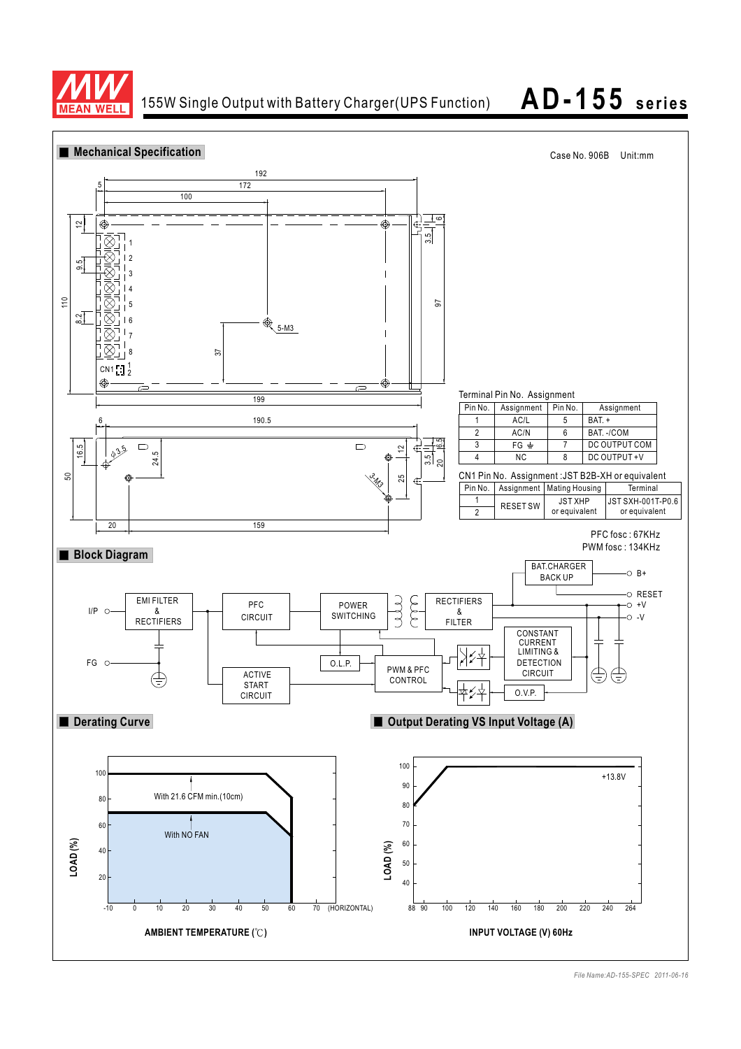155W Single Output with Battery Charger(UPS Function)

# AD-155 series

## Mechanical Specification

Case No. 906B Unit:mm

192
5
172
100
12
9.5
8.2
110
1
2
3
4
5
6
7
8
CN1 1 2
5-M3
37
97
3.5
6
199
6
190.5
16.5
50
φ3.5
24.5
12
3.5
16.5
20
3-M3
25
20
159

Terminal Pin No. Assignment

| Pin No. | Assignment | Pin No. | Assignment |
|---|---|---|---|
| 1 | AC/L | 5 | BAT. + |
| 2 | AC/N | 6 | BAT. -/COM |
| 3 | FG ⏚ | 7 | DC OUTPUT COM |
| 4 | NC | 8 | DC OUTPUT +V |

CN1 Pin No. Assignment :JST B2B-XH or equivalent

| Pin No. | Assignment | Mating Housing | Terminal |
|---|---|---|---|
| 1 | RESET SW | JST XHP or equivalent | JST SXH-001T-P0.6 or equivalent |
| 2 | | | |

## Block Diagram

PFC fosc : 67KHz
PWM fosc : 134KHz

I/P
FG
EMI FILTER & RECTIFIERS
PFC CIRCUIT
POWER SWITCHING
RECTIFIERS & FILTER
BAT.CHARGER BACK UP
B+
RESET
+V
-V
CONSTANT CURRENT LIMITING & DETECTION CIRCUIT
O.L.P.
PWM & PFC CONTROL
ACTIVE START CIRCUIT
O.V.P.

## Derating Curve

LOAD (%)
100
80
60
40
20
With 21.6 CFM min.(10cm)
With NO FAN
-10 0 10 20 30 40 50 60 70 (HORIZONTAL)
AMBIENT TEMPERATURE (℃)

## Output Derating VS Input Voltage (A)

LOAD (%)
100
90
80
70
60
50
40
+13.8V
88 90 100 120 140 160 180 200 220 240 264
INPUT VOLTAGE (V) 60Hz

*File Name:AD-155-SPEC 2011-06-16*